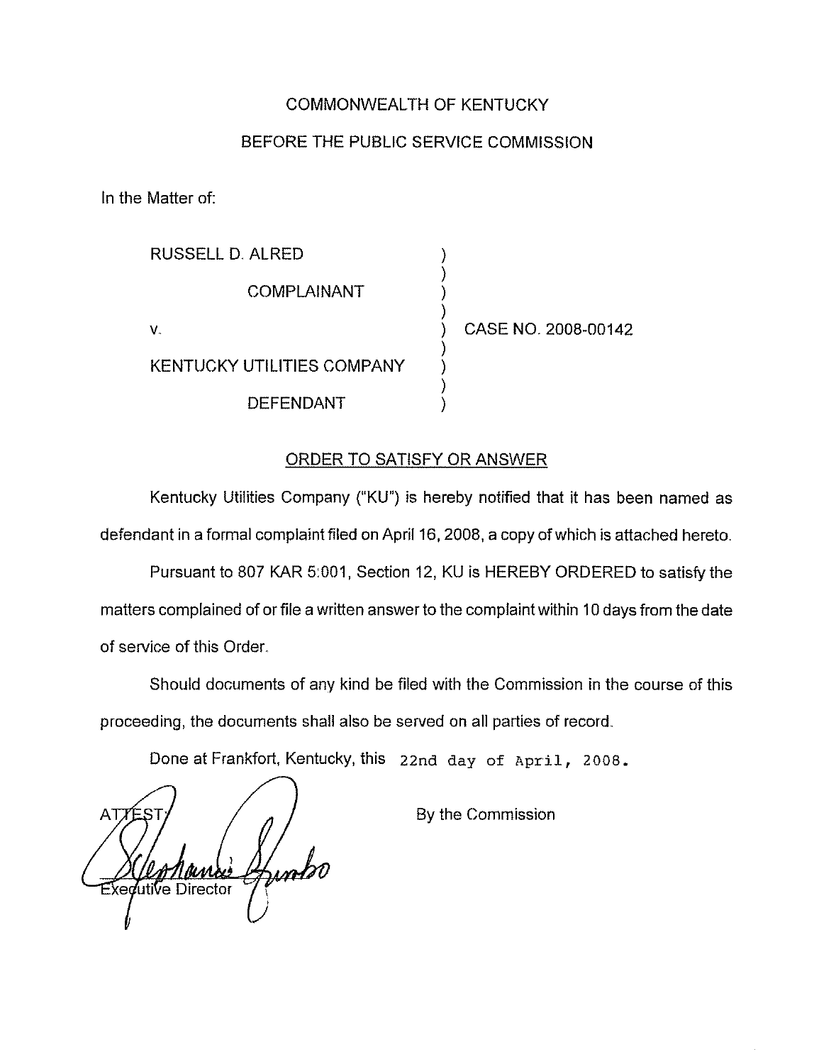COMMONWEALTH OF KENTUCKY

BEFORE THE PUBLIC SERVICE COMMISSION

In the Matter of:

| | | |
|---|---|---|
| RUSSELL D. ALRED | ) | |
| COMPLAINANT | ) | |
| V. | ) | CASE NO. 2008-00142 |
| KENTUCKY UTILITIES COMPANY | ) | |
| DEFENDANT | ) | |

## ORDER TO SATISFY OR ANSWER

Kentucky Utilities Company ("KU") is hereby notified that it has been named as defendant in a formal complaint filed on April 16, 2008, a copy of which is attached hereto.

Pursuant to 807 KAR 5:001, Section 12, KU is HEREBY ORDERED to satisfy the matters complained of or file a written answer to the complaint within 10 days from the date of service of this Order.

Should documents of any kind be filed with the Commission in the course of this proceeding, the documents shall also be served on all parties of record.

Done at Frankfort, Kentucky, this 22nd day of April, 2008.

By the Commission

ATTEST:

Executive Director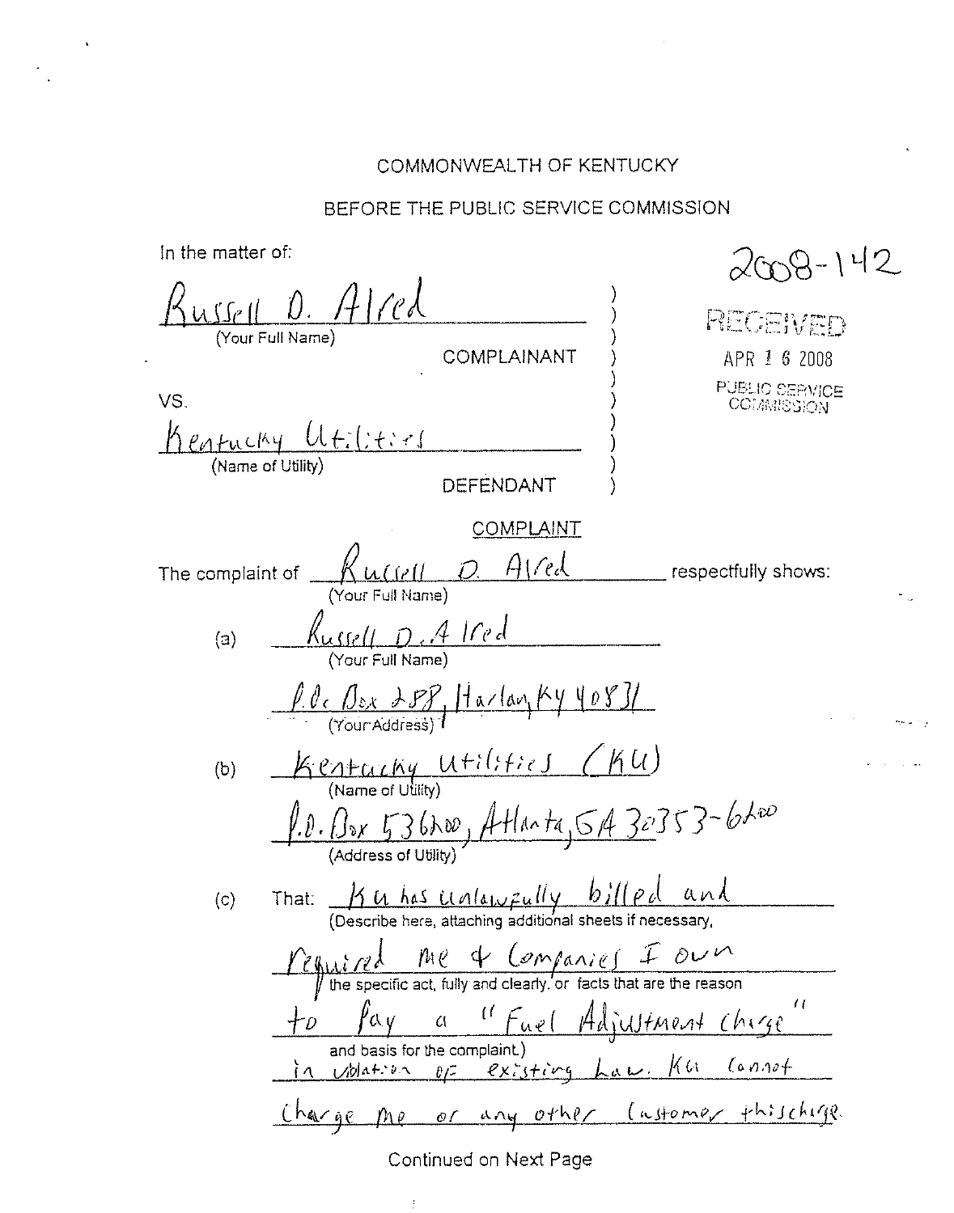COMMONWEALTH OF KENTUCKY

BEFORE THE PUBLIC SERVICE COMMISSION

2008-142

RECEIVED

APR 16 2008

PUBLIC SERVICE COMMISSION

In the matter of:

Russell D. Alred
(Your Full Name)

COMPLAINANT

VS.

Kentucky Utilities
(Name of Utility)

DEFENDANT

COMPLAINT

The complaint of Russell D. Alred (Your Full Name) respectfully shows:

(a) Russell D. Alred
(Your Full Name)

P.O. Box 288, Harlan, KY 40831
(Your Address)

(b) Kentucky Utilities (KU)
(Name of Utility)

P.O. Box 536200, Atlanta, GA 30353-6200
(Address of Utility)

(c) That: KU has unlawfully billed and required me & Companies I own to pay a "Fuel Adjustment charge" in violation of existing Law. KU cannot charge me or any other customer this charge.

(Describe here, attaching additional sheets if necessary, the specific act, fully and clearly, or facts that are the reason and basis for the complaint.)

Continued on Next Page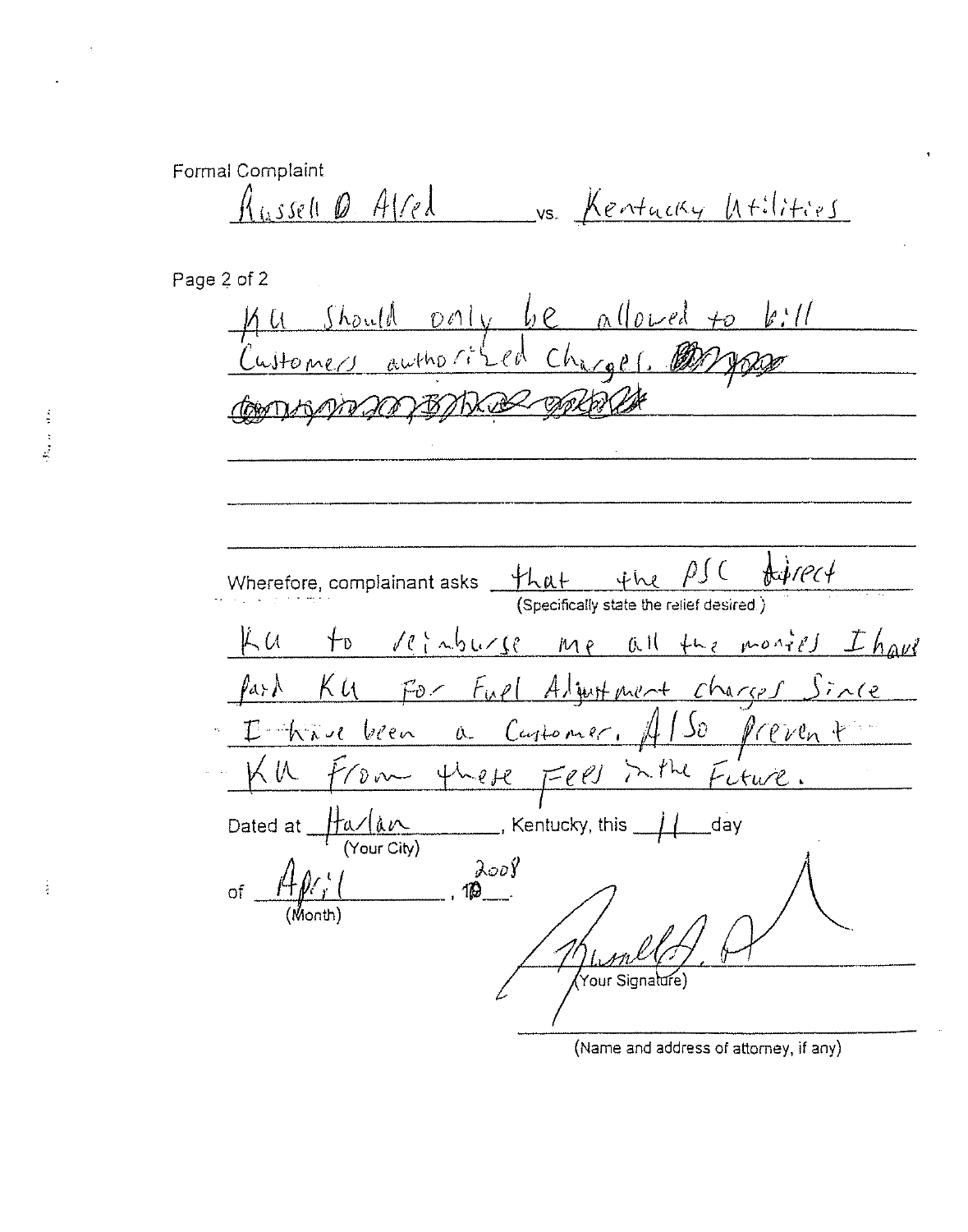Formal Complaint

Russell D Alred vs. Kentucky Utilities

Page 2 of 2

KU Should only be allowed to bill Customers authorized Charges.

Wherefore, complainant asks that the PSC direct
(Specifically state the relief desired.)

KU to reimburse me all the monies I have paid KU for Fuel Adjustment charges since I have been a Customer. Also prevent KU from these Fees in the Future.

Dated at Harlan (Your City), Kentucky, this 11 day

of April (Month), 2008.

Russell D. A
(Your Signature)

(Name and address of attorney, if any)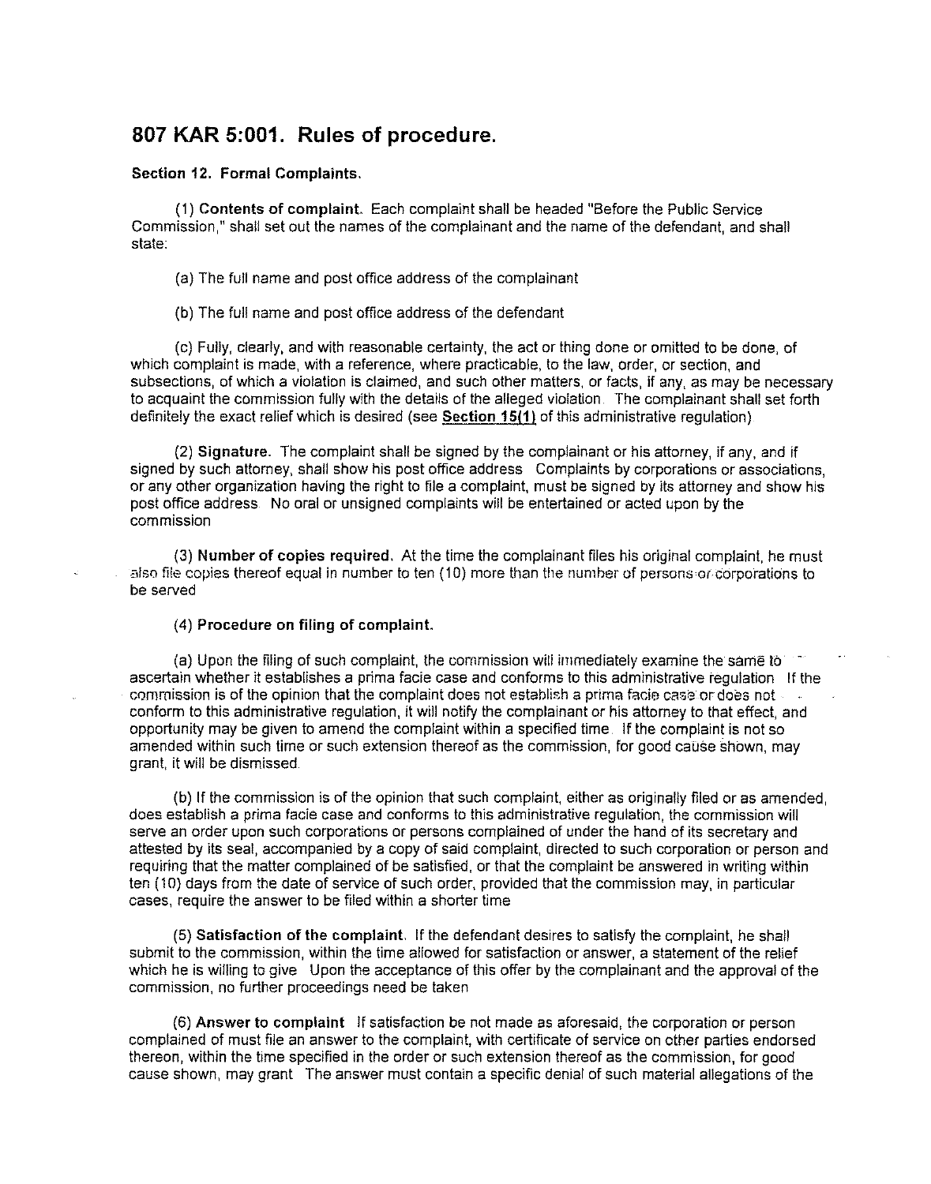# 807 KAR 5:001. Rules of procedure.

**Section 12. Formal Complaints.**

(1) **Contents of complaint.** Each complaint shall be headed "Before the Public Service Commission," shall set out the names of the complainant and the name of the defendant, and shall state:

(a) The full name and post office address of the complainant

(b) The full name and post office address of the defendant

(c) Fully, clearly, and with reasonable certainty, the act or thing done or omitted to be done, of which complaint is made, with a reference, where practicable, to the law, order, or section, and subsections, of which a violation is claimed, and such other matters, or facts, if any, as may be necessary to acquaint the commission fully with the details of the alleged violation. The complainant shall set forth definitely the exact relief which is desired (see **Section 15(1)** of this administrative regulation)

(2) **Signature.** The complaint shall be signed by the complainant or his attorney, if any, and if signed by such attorney, shall show his post office address. Complaints by corporations or associations, or any other organization having the right to file a complaint, must be signed by its attorney and show his post office address. No oral or unsigned complaints will be entertained or acted upon by the commission

(3) **Number of copies required.** At the time the complainant files his original complaint, he must also file copies thereof equal in number to ten (10) more than the number of persons or corporations to be served

(4) **Procedure on filing of complaint.**

(a) Upon the filing of such complaint, the commission will immediately examine the same to ascertain whether it establishes a prima facie case and conforms to this administrative regulation. If the commission is of the opinion that the complaint does not establish a prima facie case or does not conform to this administrative regulation, it will notify the complainant or his attorney to that effect, and opportunity may be given to amend the complaint within a specified time. If the complaint is not so amended within such time or such extension thereof as the commission, for good cause shown, may grant, it will be dismissed.

(b) If the commission is of the opinion that such complaint, either as originally filed or as amended, does establish a prima facie case and conforms to this administrative regulation, the commission will serve an order upon such corporations or persons complained of under the hand of its secretary and attested by its seal, accompanied by a copy of said complaint, directed to such corporation or person and requiring that the matter complained of be satisfied, or that the complaint be answered in writing within ten (10) days from the date of service of such order, provided that the commission may, in particular cases, require the answer to be filed within a shorter time

(5) **Satisfaction of the complaint.** If the defendant desires to satisfy the complaint, he shall submit to the commission, within the time allowed for satisfaction or answer, a statement of the relief which he is willing to give. Upon the acceptance of this offer by the complainant and the approval of the commission, no further proceedings need be taken

(6) **Answer to complaint.** If satisfaction be not made as aforesaid, the corporation or person complained of must file an answer to the complaint, with certificate of service on other parties endorsed thereon, within the time specified in the order or such extension thereof as the commission, for good cause shown, may grant. The answer must contain a specific denial of such material allegations of the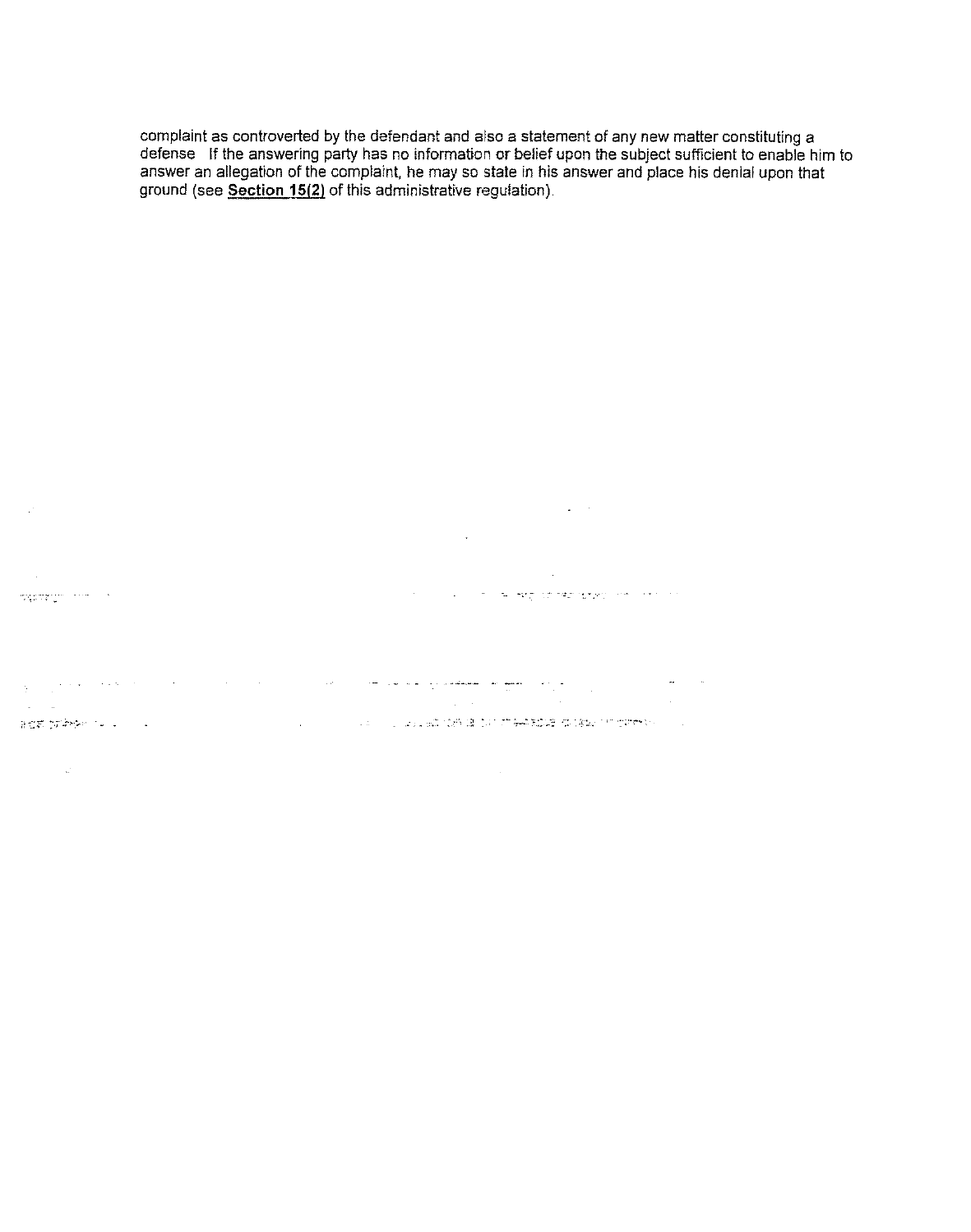complaint as controverted by the defendant and also a statement of any new matter constituting a defense If the answering party has no information or belief upon the subject sufficient to enable him to answer an allegation of the complaint, he may so state in his answer and place his denial upon that ground (see **Section 15(2)** of this administrative regulation).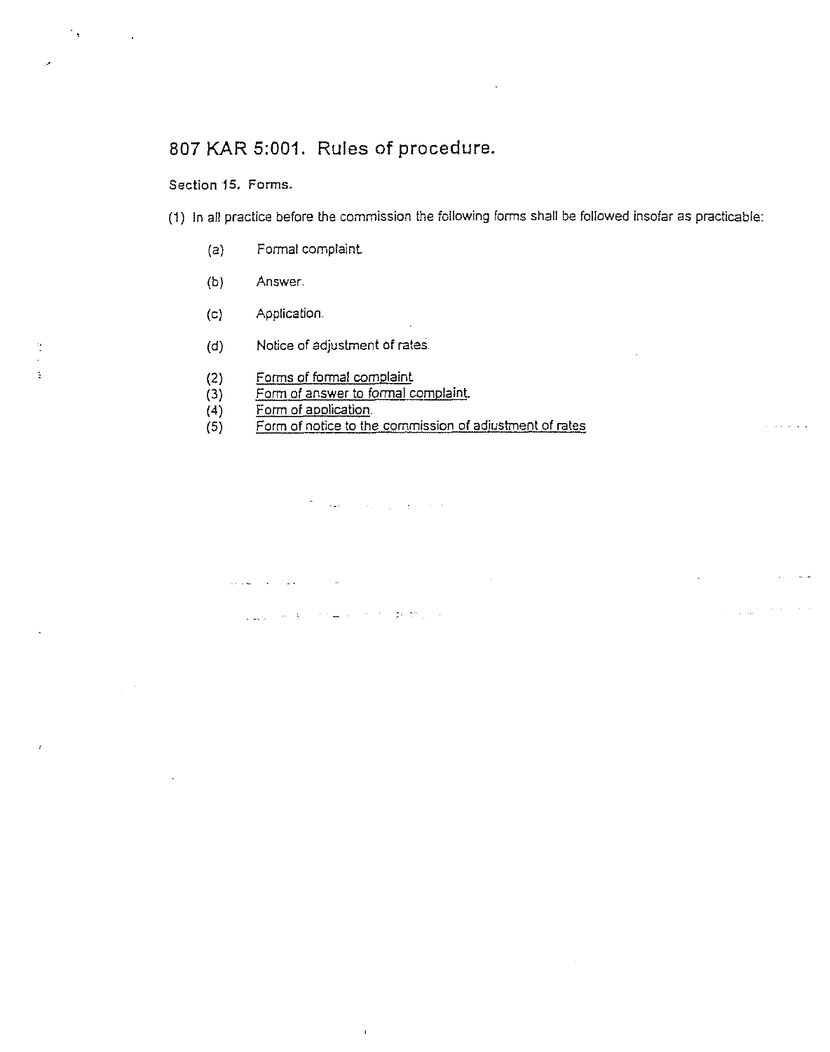# 807 KAR 5:001. Rules of procedure.

Section 15. Forms.

(1) In all practice before the commission the following forms shall be followed insofar as practicable:

- (a) Formal complaint.
- (b) Answer.
- (c) Application.
- (d) Notice of adjustment of rates.

(2) Forms of formal complaint
(3) Form of answer to formal complaint.
(4) Form of application.
(5) Form of notice to the commission of adjustment of rates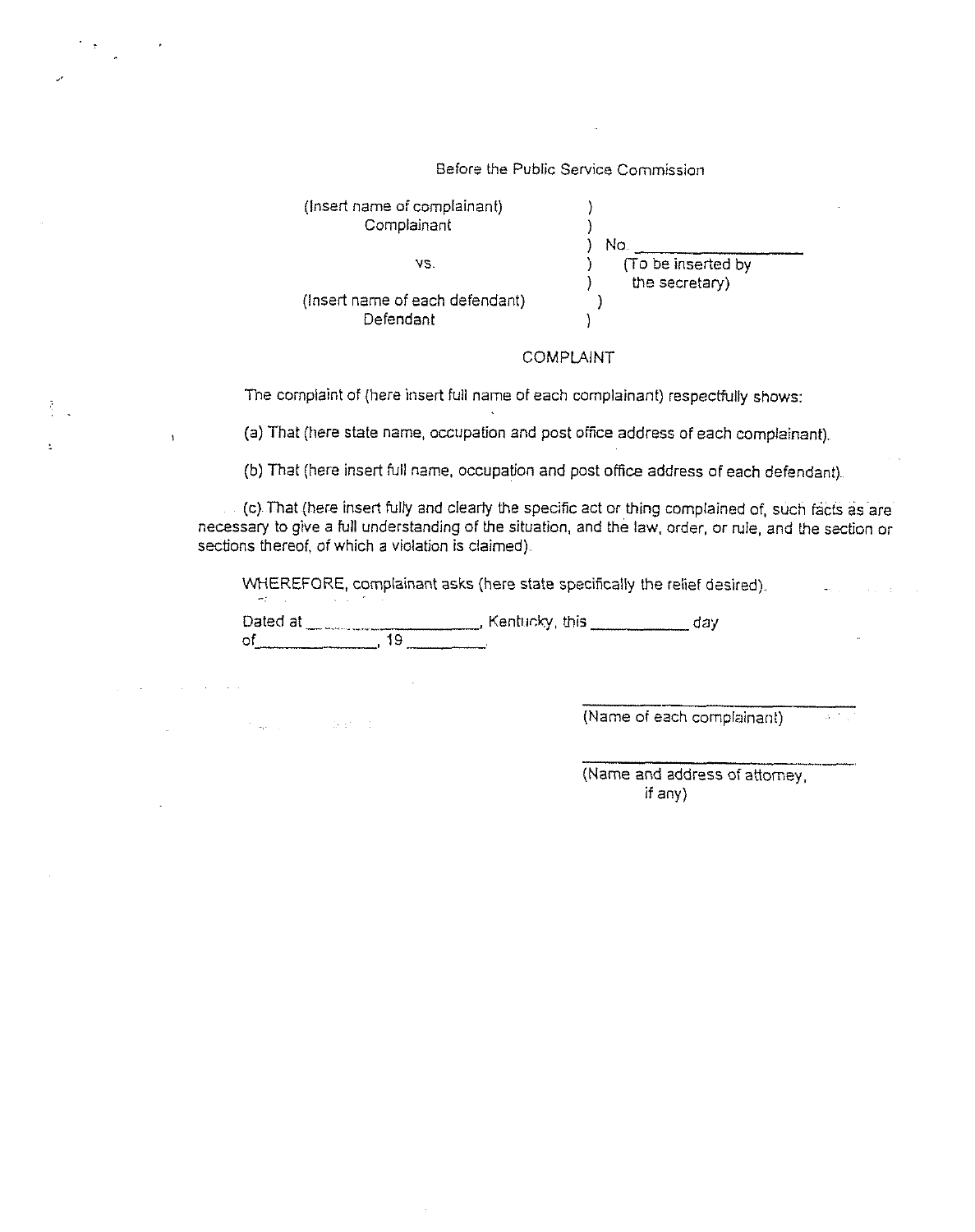Before the Public Service Commission

| | | |
|---|---|---|
| (Insert name of complainant) Complainant | ) | |
| | ) | No. ____________ |
| vs. | ) | (To be inserted by the secretary) |
| | ) | |
| (Insert name of each defendant) Defendant | ) | |

COMPLAINT

The complaint of (here insert full name of each complainant) respectfully shows:

(a) That (here state name, occupation and post office address of each complainant).

(b) That (here insert full name, occupation and post office address of each defendant).

(c) That (here insert fully and clearly the specific act or thing complained of, such facts as are necessary to give a full understanding of the situation, and the law, order, or rule, and the section or sections thereof, of which a violation is claimed).

WHEREFORE, complainant asks (here state specifically the relief desired).

Dated at ____________________, Kentucky, this ___________ day of______________, 19 _________.

______________________________
(Name of each complainant)

______________________________
(Name and address of attorney, if any)